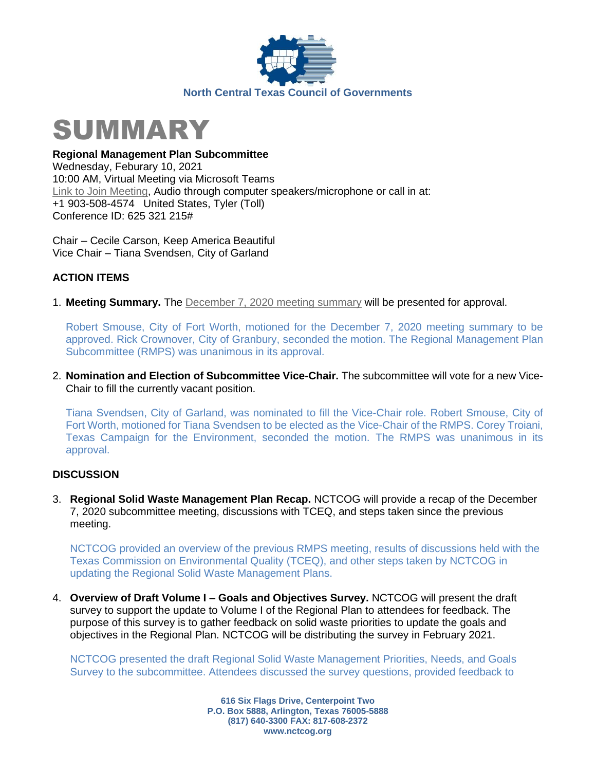North Central Texas Council of Governments

# SUMMARY

**Regional Management Plan Subcommittee**
Wednesday, Feburary 10, 2021
10:00 AM, Virtual Meeting via Microsoft Teams
Link to Join Meeting, Audio through computer speakers/microphone or call in at:
+1 903-508-4574 United States, Tyler (Toll)
Conference ID: 625 321 215#

Chair – Cecile Carson, Keep America Beautiful
Vice Chair – Tiana Svendsen, City of Garland

## ACTION ITEMS

1. **Meeting Summary.** The December 7, 2020 meeting summary will be presented for approval.

   Robert Smouse, City of Fort Worth, motioned for the December 7, 2020 meeting summary to be approved. Rick Crownover, City of Granbury, seconded the motion. The Regional Management Plan Subcommittee (RMPS) was unanimous in its approval.

2. **Nomination and Election of Subcommittee Vice-Chair.** The subcommittee will vote for a new Vice-Chair to fill the currently vacant position.

   Tiana Svendsen, City of Garland, was nominated to fill the Vice-Chair role. Robert Smouse, City of Fort Worth, motioned for Tiana Svendsen to be elected as the Vice-Chair of the RMPS. Corey Troiani, Texas Campaign for the Environment, seconded the motion. The RMPS was unanimous in its approval.

## DISCUSSION

3. **Regional Solid Waste Management Plan Recap.** NCTCOG will provide a recap of the December 7, 2020 subcommittee meeting, discussions with TCEQ, and steps taken since the previous meeting.

   NCTCOG provided an overview of the previous RMPS meeting, results of discussions held with the Texas Commission on Environmental Quality (TCEQ), and other steps taken by NCTCOG in updating the Regional Solid Waste Management Plans.

4. **Overview of Draft Volume I – Goals and Objectives Survey.** NCTCOG will present the draft survey to support the update to Volume I of the Regional Plan to attendees for feedback. The purpose of this survey is to gather feedback on solid waste priorities to update the goals and objectives in the Regional Plan. NCTCOG will be distributing the survey in February 2021.

   NCTCOG presented the draft Regional Solid Waste Management Priorities, Needs, and Goals Survey to the subcommittee. Attendees discussed the survey questions, provided feedback to

616 Six Flags Drive, Centerpoint Two
P.O. Box 5888, Arlington, Texas 76005-5888
(817) 640-3300 FAX: 817-608-2372
www.nctcog.org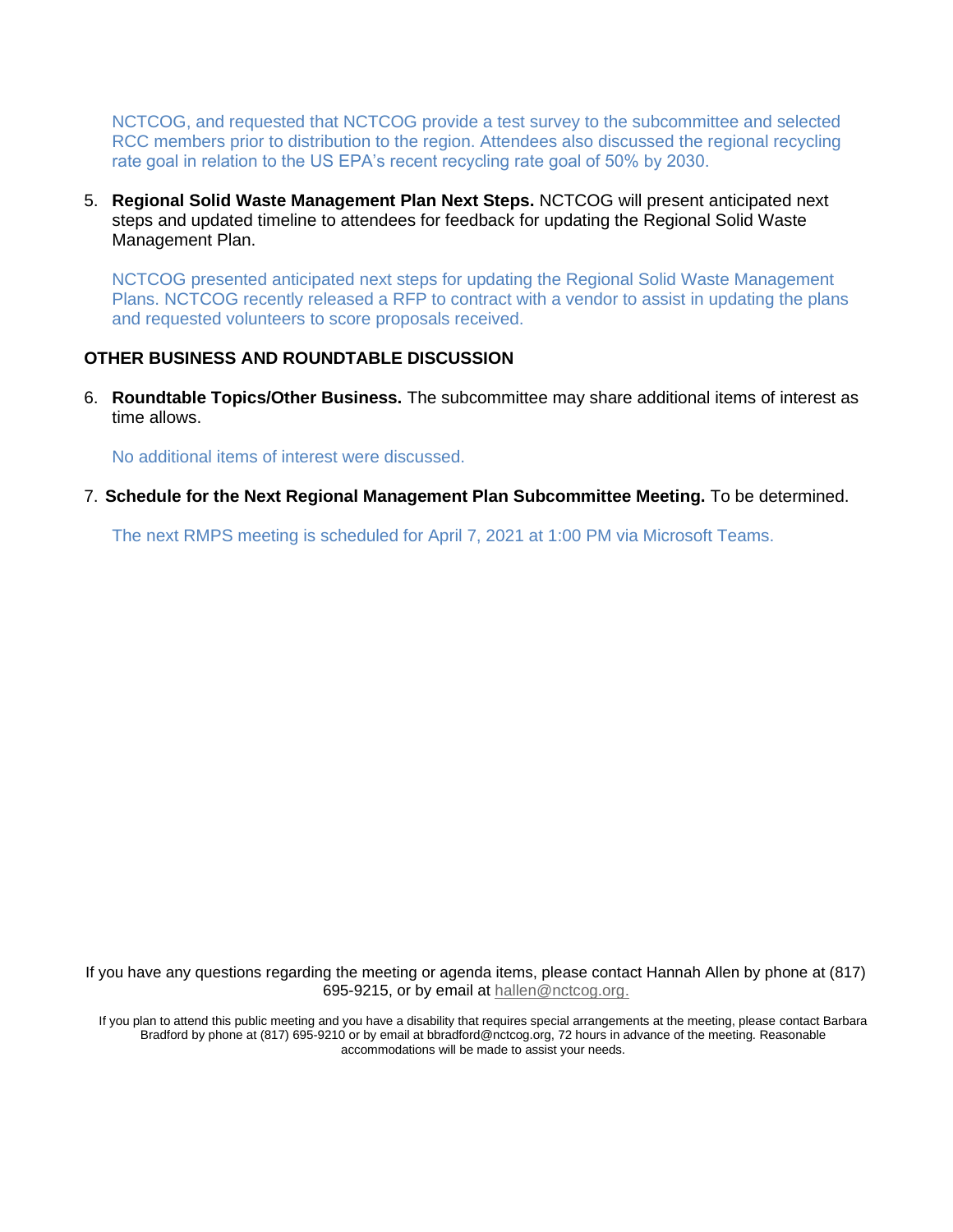NCTCOG, and requested that NCTCOG provide a test survey to the subcommittee and selected RCC members prior to distribution to the region. Attendees also discussed the regional recycling rate goal in relation to the US EPA's recent recycling rate goal of 50% by 2030.

5. **Regional Solid Waste Management Plan Next Steps.** NCTCOG will present anticipated next steps and updated timeline to attendees for feedback for updating the Regional Solid Waste Management Plan.

   NCTCOG presented anticipated next steps for updating the Regional Solid Waste Management Plans. NCTCOG recently released a RFP to contract with a vendor to assist in updating the plans and requested volunteers to score proposals received.

## OTHER BUSINESS AND ROUNDTABLE DISCUSSION

6. **Roundtable Topics/Other Business.** The subcommittee may share additional items of interest as time allows.

   No additional items of interest were discussed.

7. **Schedule for the Next Regional Management Plan Subcommittee Meeting.** To be determined.

   The next RMPS meeting is scheduled for April 7, 2021 at 1:00 PM via Microsoft Teams.

If you have any questions regarding the meeting or agenda items, please contact Hannah Allen by phone at (817) 695-9215, or by email at hallen@nctcog.org.

If you plan to attend this public meeting and you have a disability that requires special arrangements at the meeting, please contact Barbara Bradford by phone at (817) 695-9210 or by email at bbradford@nctcog.org, 72 hours in advance of the meeting. Reasonable accommodations will be made to assist your needs.